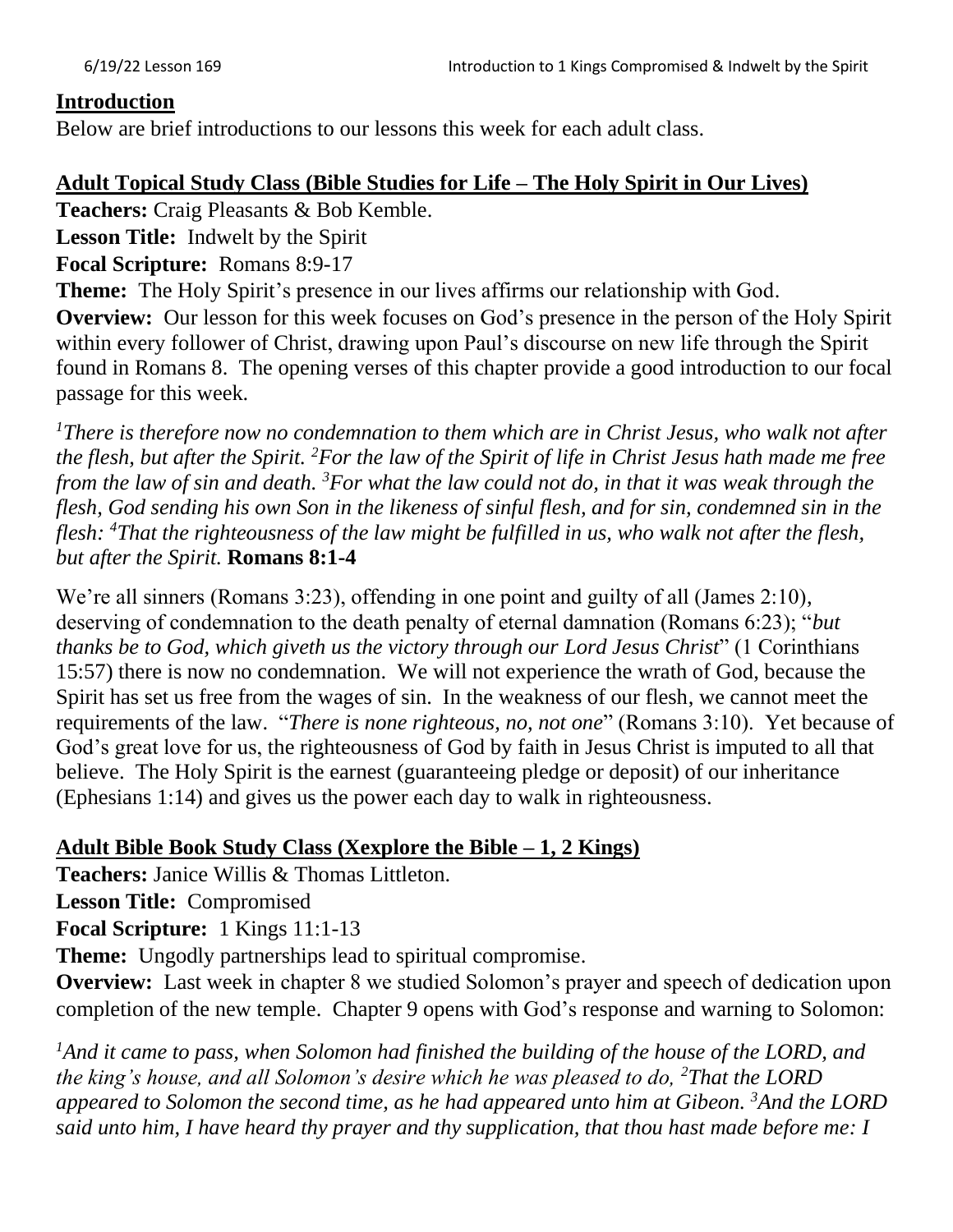## Introduction

Below are brief introductions to our lessons this week for each adult class.

### Adult Topical Study Class (Bible Studies for Life – The Holy Spirit in Our Lives)

**Teachers:** Craig Pleasants & Bob Kemble.

**Lesson Title:** Indwelt by the Spirit

**Focal Scripture:** Romans 8:9-17

**Theme:** The Holy Spirit's presence in our lives affirms our relationship with God.

**Overview:** Our lesson for this week focuses on God's presence in the person of the Holy Spirit within every follower of Christ, drawing upon Paul's discourse on new life through the Spirit found in Romans 8. The opening verses of this chapter provide a good introduction to our focal passage for this week.

*[1]There is therefore now no condemnation to them which are in Christ Jesus, who walk not after the flesh, but after the Spirit. [2]For the law of the Spirit of life in Christ Jesus hath made me free from the law of sin and death. [3]For what the law could not do, in that it was weak through the flesh, God sending his own Son in the likeness of sinful flesh, and for sin, condemned sin in the flesh: [4]That the righteousness of the law might be fulfilled in us, who walk not after the flesh, but after the Spirit.* **Romans 8:1-4**

We're all sinners (Romans 3:23), offending in one point and guilty of all (James 2:10), deserving of condemnation to the death penalty of eternal damnation (Romans 6:23); "*but thanks be to God, which giveth us the victory through our Lord Jesus Christ*" (1 Corinthians 15:57) there is now no condemnation. We will not experience the wrath of God, because the Spirit has set us free from the wages of sin. In the weakness of our flesh, we cannot meet the requirements of the law. "*There is none righteous, no, not one*" (Romans 3:10). Yet because of God's great love for us, the righteousness of God by faith in Jesus Christ is imputed to all that believe. The Holy Spirit is the earnest (guaranteeing pledge or deposit) of our inheritance (Ephesians 1:14) and gives us the power each day to walk in righteousness.

### Adult Bible Book Study Class (Xexplore the Bible – 1, 2 Kings)

**Teachers:** Janice Willis & Thomas Littleton.

**Lesson Title:** Compromised

**Focal Scripture:** 1 Kings 11:1-13

**Theme:** Ungodly partnerships lead to spiritual compromise.

**Overview:** Last week in chapter 8 we studied Solomon's prayer and speech of dedication upon completion of the new temple. Chapter 9 opens with God's response and warning to Solomon:

*[1]And it came to pass, when Solomon had finished the building of the house of the LORD, and the king's house, and all Solomon's desire which he was pleased to do, [2]That the LORD appeared to Solomon the second time, as he had appeared unto him at Gibeon. [3]And the LORD said unto him, I have heard thy prayer and thy supplication, that thou hast made before me: I*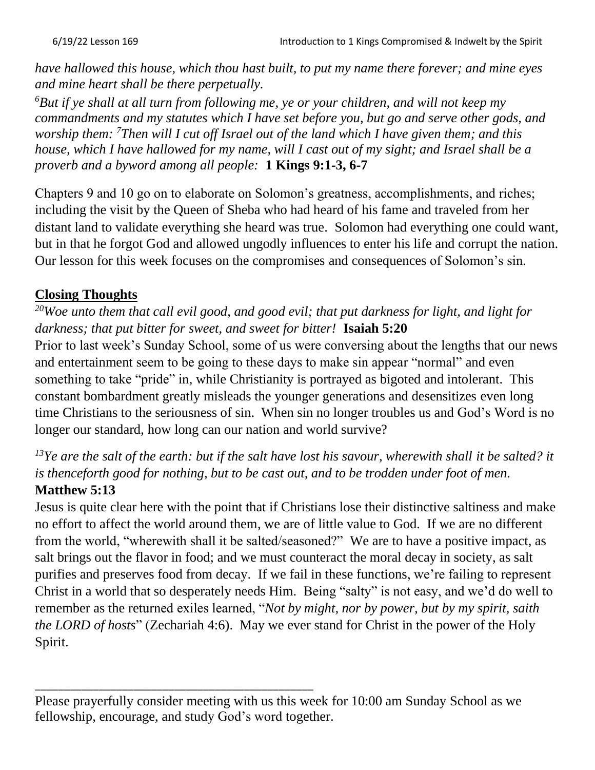*have hallowed this house, which thou hast built, to put my name there forever; and mine eyes and mine heart shall be there perpetually.*

*[6]But if ye shall at all turn from following me, ye or your children, and will not keep my commandments and my statutes which I have set before you, but go and serve other gods, and worship them: [7]Then will I cut off Israel out of the land which I have given them; and this house, which I have hallowed for my name, will I cast out of my sight; and Israel shall be a proverb and a byword among all people:* **1 Kings 9:1-3, 6-7**

Chapters 9 and 10 go on to elaborate on Solomon's greatness, accomplishments, and riches; including the visit by the Queen of Sheba who had heard of his fame and traveled from her distant land to validate everything she heard was true. Solomon had everything one could want, but in that he forgot God and allowed ungodly influences to enter his life and corrupt the nation. Our lesson for this week focuses on the compromises and consequences of Solomon's sin.

## Closing Thoughts

*[20]Woe unto them that call evil good, and good evil; that put darkness for light, and light for darkness; that put bitter for sweet, and sweet for bitter!* **Isaiah 5:20**

Prior to last week's Sunday School, some of us were conversing about the lengths that our news and entertainment seem to be going to these days to make sin appear "normal" and even something to take "pride" in, while Christianity is portrayed as bigoted and intolerant. This constant bombardment greatly misleads the younger generations and desensitizes even long time Christians to the seriousness of sin. When sin no longer troubles us and God's Word is no longer our standard, how long can our nation and world survive?

*[13]Ye are the salt of the earth: but if the salt have lost his savour, wherewith shall it be salted? it is thenceforth good for nothing, but to be cast out, and to be trodden under foot of men.* **Matthew 5:13**

Jesus is quite clear here with the point that if Christians lose their distinctive saltiness and make no effort to affect the world around them, we are of little value to God. If we are no different from the world, "wherewith shall it be salted/seasoned?" We are to have a positive impact, as salt brings out the flavor in food; and we must counteract the moral decay in society, as salt purifies and preserves food from decay. If we fail in these functions, we're failing to represent Christ in a world that so desperately needs Him. Being "salty" is not easy, and we'd do well to remember as the returned exiles learned, "*Not by might, nor by power, but by my spirit, saith the LORD of hosts*" (Zechariah 4:6). May we ever stand for Christ in the power of the Holy Spirit.

---

Please prayerfully consider meeting with us this week for 10:00 am Sunday School as we fellowship, encourage, and study God's word together.